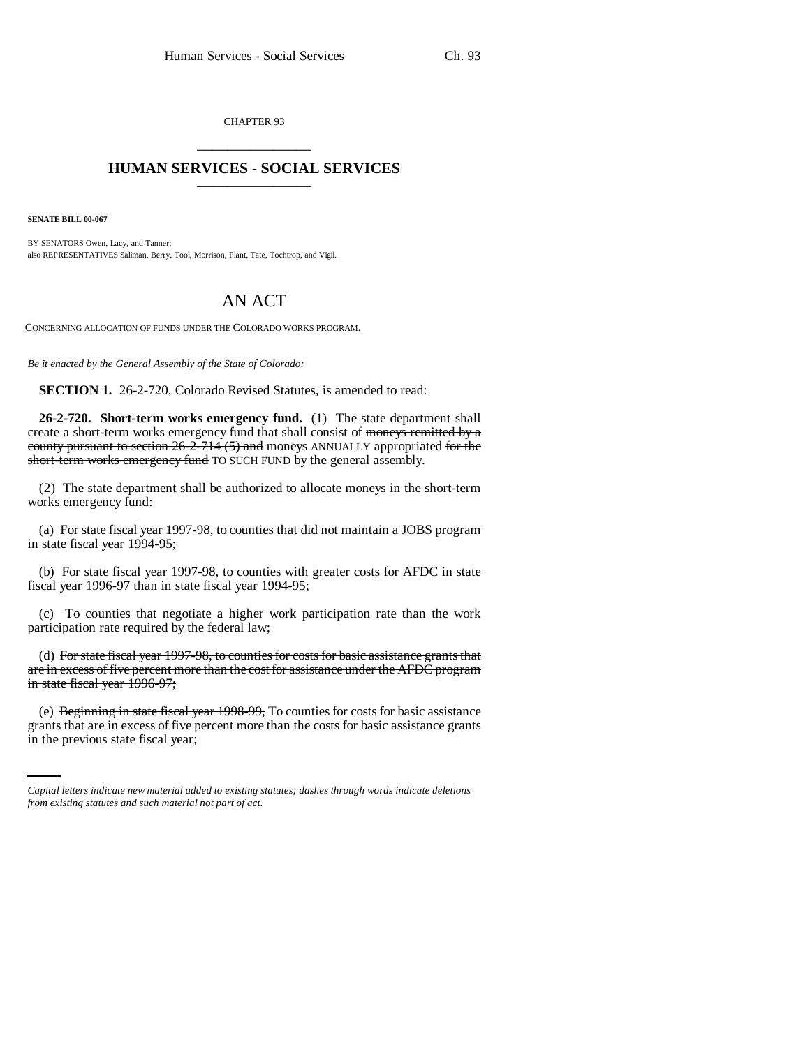CHAPTER 93

# HUMAN SERVICES - SOCIAL SERVICES

**SENATE BILL 00-067**

BY SENATORS Owen, Lacy, and Tanner;
also REPRESENTATIVES Saliman, Berry, Tool, Morrison, Plant, Tate, Tochtrop, and Vigil.

## AN ACT

CONCERNING ALLOCATION OF FUNDS UNDER THE COLORADO WORKS PROGRAM.

*Be it enacted by the General Assembly of the State of Colorado:*

**SECTION 1.** 26-2-720, Colorado Revised Statutes, is amended to read:

**26-2-720. Short-term works emergency fund.** (1) The state department shall create a short-term works emergency fund that shall consist of ~~moneys remitted by a county pursuant to section 26-2-714 (5) and~~ moneys ANNUALLY appropriated ~~for the short-term works emergency fund~~ TO SUCH FUND by the general assembly.

(2) The state department shall be authorized to allocate moneys in the short-term works emergency fund:

(a) ~~For state fiscal year 1997-98, to counties that did not maintain a JOBS program in state fiscal year 1994-95;~~

(b) ~~For state fiscal year 1997-98, to counties with greater costs for AFDC in state fiscal year 1996-97 than in state fiscal year 1994-95;~~

(c) To counties that negotiate a higher work participation rate than the work participation rate required by the federal law;

(d) ~~For state fiscal year 1997-98, to counties for costs for basic assistance grants that are in excess of five percent more than the cost for assistance under the AFDC program in state fiscal year 1996-97;~~

(e) ~~Beginning in state fiscal year 1998-99,~~ To counties for costs for basic assistance grants that are in excess of five percent more than the costs for basic assistance grants in the previous state fiscal year;

*Capital letters indicate new material added to existing statutes; dashes through words indicate deletions from existing statutes and such material not part of act.*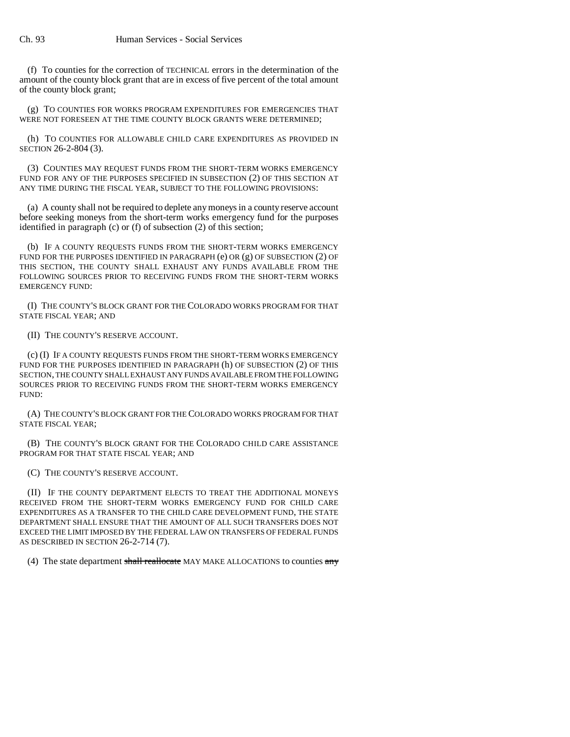(f) To counties for the correction of TECHNICAL errors in the determination of the amount of the county block grant that are in excess of five percent of the total amount of the county block grant;

(g) TO COUNTIES FOR WORKS PROGRAM EXPENDITURES FOR EMERGENCIES THAT WERE NOT FORESEEN AT THE TIME COUNTY BLOCK GRANTS WERE DETERMINED;

(h) TO COUNTIES FOR ALLOWABLE CHILD CARE EXPENDITURES AS PROVIDED IN SECTION 26-2-804 (3).

(3) COUNTIES MAY REQUEST FUNDS FROM THE SHORT-TERM WORKS EMERGENCY FUND FOR ANY OF THE PURPOSES SPECIFIED IN SUBSECTION (2) OF THIS SECTION AT ANY TIME DURING THE FISCAL YEAR, SUBJECT TO THE FOLLOWING PROVISIONS:

(a) A county shall not be required to deplete any moneys in a county reserve account before seeking moneys from the short-term works emergency fund for the purposes identified in paragraph (c) or (f) of subsection (2) of this section;

(b) IF A COUNTY REQUESTS FUNDS FROM THE SHORT-TERM WORKS EMERGENCY FUND FOR THE PURPOSES IDENTIFIED IN PARAGRAPH (e) OR (g) OF SUBSECTION (2) OF THIS SECTION, THE COUNTY SHALL EXHAUST ANY FUNDS AVAILABLE FROM THE FOLLOWING SOURCES PRIOR TO RECEIVING FUNDS FROM THE SHORT-TERM WORKS EMERGENCY FUND:

(I) THE COUNTY'S BLOCK GRANT FOR THE COLORADO WORKS PROGRAM FOR THAT STATE FISCAL YEAR; AND

(II) THE COUNTY'S RESERVE ACCOUNT.

(c) (I) IF A COUNTY REQUESTS FUNDS FROM THE SHORT-TERM WORKS EMERGENCY FUND FOR THE PURPOSES IDENTIFIED IN PARAGRAPH (h) OF SUBSECTION (2) OF THIS SECTION, THE COUNTY SHALL EXHAUST ANY FUNDS AVAILABLE FROM THE FOLLOWING SOURCES PRIOR TO RECEIVING FUNDS FROM THE SHORT-TERM WORKS EMERGENCY FUND:

(A) THE COUNTY'S BLOCK GRANT FOR THE COLORADO WORKS PROGRAM FOR THAT STATE FISCAL YEAR;

(B) THE COUNTY'S BLOCK GRANT FOR THE COLORADO CHILD CARE ASSISTANCE PROGRAM FOR THAT STATE FISCAL YEAR; AND

(C) THE COUNTY'S RESERVE ACCOUNT.

(II) IF THE COUNTY DEPARTMENT ELECTS TO TREAT THE ADDITIONAL MONEYS RECEIVED FROM THE SHORT-TERM WORKS EMERGENCY FUND FOR CHILD CARE EXPENDITURES AS A TRANSFER TO THE CHILD CARE DEVELOPMENT FUND, THE STATE DEPARTMENT SHALL ENSURE THAT THE AMOUNT OF ALL SUCH TRANSFERS DOES NOT EXCEED THE LIMIT IMPOSED BY THE FEDERAL LAW ON TRANSFERS OF FEDERAL FUNDS AS DESCRIBED IN SECTION 26-2-714 (7).

(4) The state department ~~shall reallocate~~ MAY MAKE ALLOCATIONS to counties ~~any~~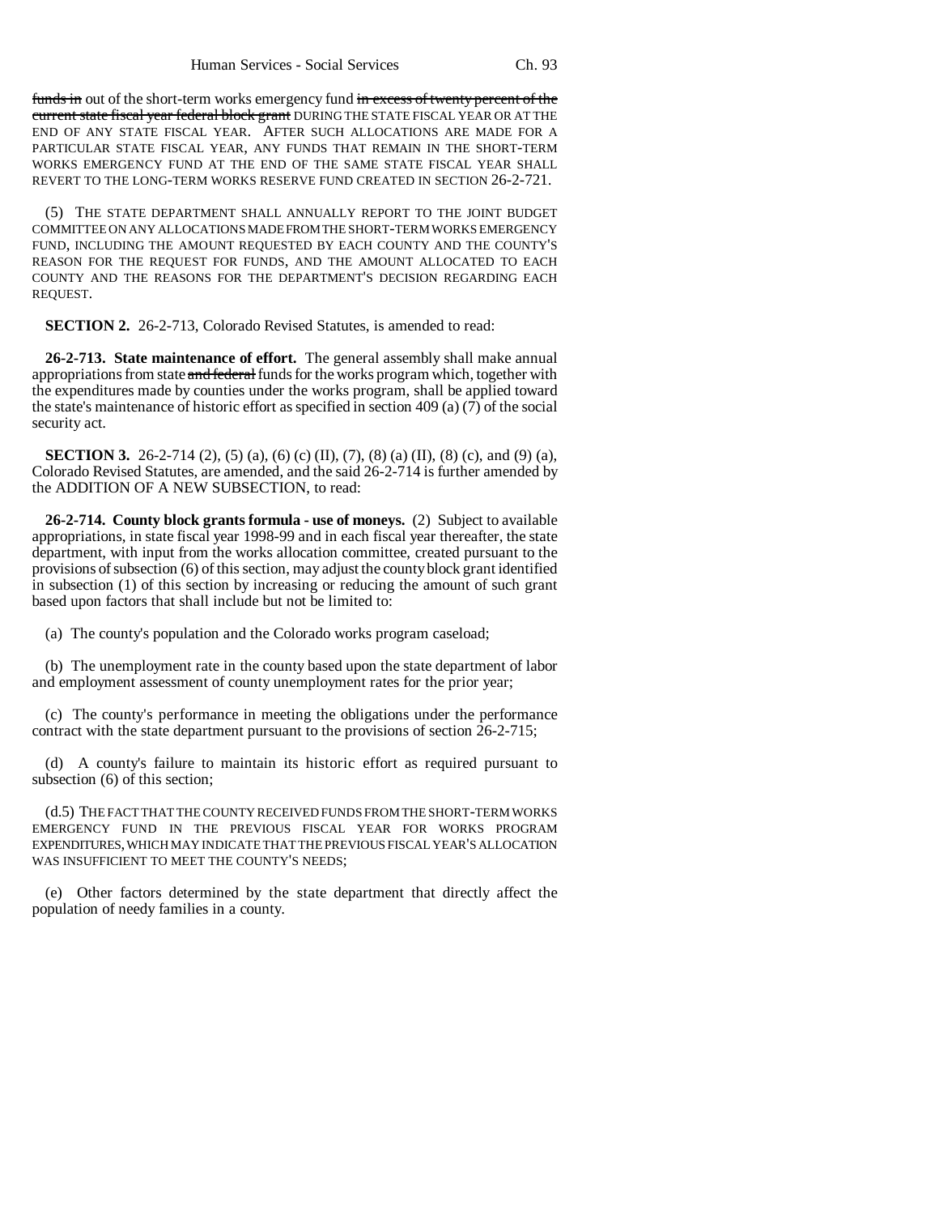~~funds in~~ out of the short-term works emergency fund ~~in excess of twenty percent of the current state fiscal year federal block grant~~ DURING THE STATE FISCAL YEAR OR AT THE END OF ANY STATE FISCAL YEAR. AFTER SUCH ALLOCATIONS ARE MADE FOR A PARTICULAR STATE FISCAL YEAR, ANY FUNDS THAT REMAIN IN THE SHORT-TERM WORKS EMERGENCY FUND AT THE END OF THE SAME STATE FISCAL YEAR SHALL REVERT TO THE LONG-TERM WORKS RESERVE FUND CREATED IN SECTION 26-2-721.

(5) THE STATE DEPARTMENT SHALL ANNUALLY REPORT TO THE JOINT BUDGET COMMITTEE ON ANY ALLOCATIONS MADE FROM THE SHORT-TERM WORKS EMERGENCY FUND, INCLUDING THE AMOUNT REQUESTED BY EACH COUNTY AND THE COUNTY'S REASON FOR THE REQUEST FOR FUNDS, AND THE AMOUNT ALLOCATED TO EACH COUNTY AND THE REASONS FOR THE DEPARTMENT'S DECISION REGARDING EACH REQUEST.

**SECTION 2.** 26-2-713, Colorado Revised Statutes, is amended to read:

**26-2-713. State maintenance of effort.** The general assembly shall make annual appropriations from state ~~and federal~~ funds for the works program which, together with the expenditures made by counties under the works program, shall be applied toward the state's maintenance of historic effort as specified in section 409 (a) (7) of the social security act.

**SECTION 3.** 26-2-714 (2), (5) (a), (6) (c) (II), (7), (8) (a) (II), (8) (c), and (9) (a), Colorado Revised Statutes, are amended, and the said 26-2-714 is further amended by the ADDITION OF A NEW SUBSECTION, to read:

**26-2-714. County block grants formula - use of moneys.** (2) Subject to available appropriations, in state fiscal year 1998-99 and in each fiscal year thereafter, the state department, with input from the works allocation committee, created pursuant to the provisions of subsection (6) of this section, may adjust the county block grant identified in subsection (1) of this section by increasing or reducing the amount of such grant based upon factors that shall include but not be limited to:

(a) The county's population and the Colorado works program caseload;

(b) The unemployment rate in the county based upon the state department of labor and employment assessment of county unemployment rates for the prior year;

(c) The county's performance in meeting the obligations under the performance contract with the state department pursuant to the provisions of section 26-2-715;

(d) A county's failure to maintain its historic effort as required pursuant to subsection (6) of this section;

(d.5) THE FACT THAT THE COUNTY RECEIVED FUNDS FROM THE SHORT-TERM WORKS EMERGENCY FUND IN THE PREVIOUS FISCAL YEAR FOR WORKS PROGRAM EXPENDITURES, WHICH MAY INDICATE THAT THE PREVIOUS FISCAL YEAR'S ALLOCATION WAS INSUFFICIENT TO MEET THE COUNTY'S NEEDS;

(e) Other factors determined by the state department that directly affect the population of needy families in a county.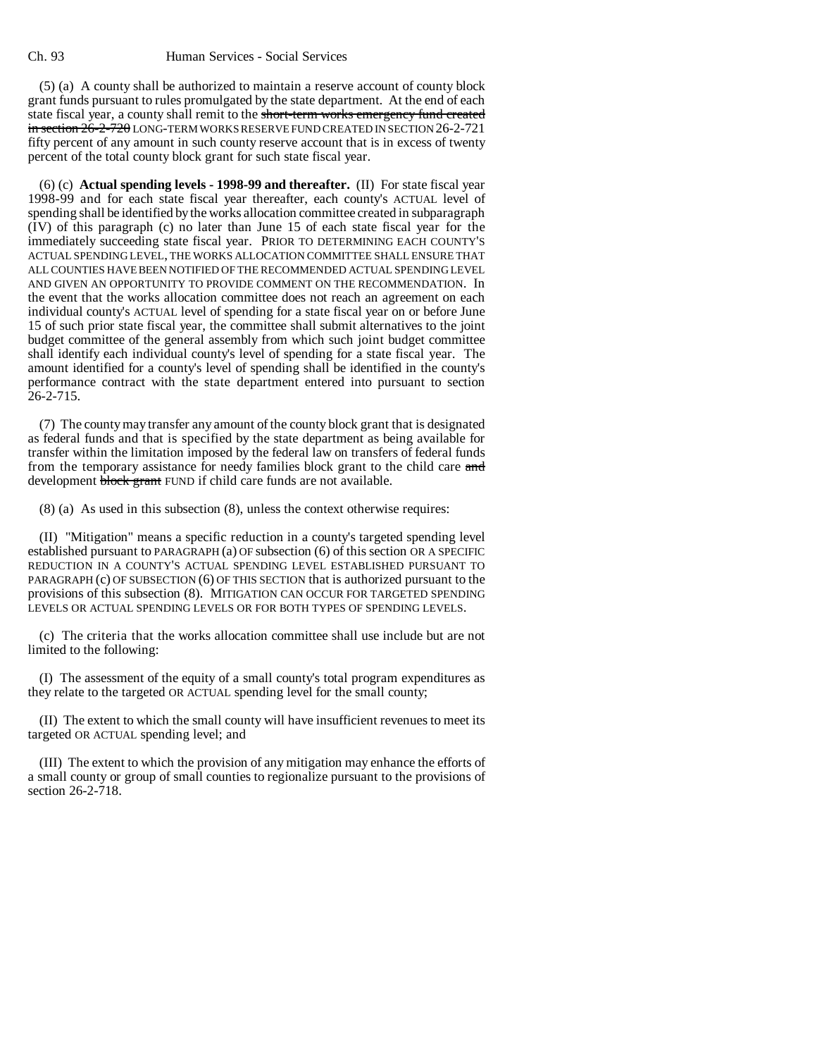(5) (a) A county shall be authorized to maintain a reserve account of county block grant funds pursuant to rules promulgated by the state department. At the end of each state fiscal year, a county shall remit to the ~~short-term works emergency fund created in section 26-2-720~~ LONG-TERM WORKS RESERVE FUND CREATED IN SECTION 26-2-721 fifty percent of any amount in such county reserve account that is in excess of twenty percent of the total county block grant for such state fiscal year.

(6) (c) **Actual spending levels - 1998-99 and thereafter.** (II) For state fiscal year 1998-99 and for each state fiscal year thereafter, each county's ACTUAL level of spending shall be identified by the works allocation committee created in subparagraph (IV) of this paragraph (c) no later than June 15 of each state fiscal year for the immediately succeeding state fiscal year. PRIOR TO DETERMINING EACH COUNTY'S ACTUAL SPENDING LEVEL, THE WORKS ALLOCATION COMMITTEE SHALL ENSURE THAT ALL COUNTIES HAVE BEEN NOTIFIED OF THE RECOMMENDED ACTUAL SPENDING LEVEL AND GIVEN AN OPPORTUNITY TO PROVIDE COMMENT ON THE RECOMMENDATION. In the event that the works allocation committee does not reach an agreement on each individual county's ACTUAL level of spending for a state fiscal year on or before June 15 of such prior state fiscal year, the committee shall submit alternatives to the joint budget committee of the general assembly from which such joint budget committee shall identify each individual county's level of spending for a state fiscal year. The amount identified for a county's level of spending shall be identified in the county's performance contract with the state department entered into pursuant to section 26-2-715.

(7) The county may transfer any amount of the county block grant that is designated as federal funds and that is specified by the state department as being available for transfer within the limitation imposed by the federal law on transfers of federal funds from the temporary assistance for needy families block grant to the child care ~~and~~ development ~~block grant~~ FUND if child care funds are not available.

(8) (a) As used in this subsection (8), unless the context otherwise requires:

(II) "Mitigation" means a specific reduction in a county's targeted spending level established pursuant to PARAGRAPH (a) OF subsection (6) of this section OR A SPECIFIC REDUCTION IN A COUNTY'S ACTUAL SPENDING LEVEL ESTABLISHED PURSUANT TO PARAGRAPH (c) OF SUBSECTION (6) OF THIS SECTION that is authorized pursuant to the provisions of this subsection (8). MITIGATION CAN OCCUR FOR TARGETED SPENDING LEVELS OR ACTUAL SPENDING LEVELS OR FOR BOTH TYPES OF SPENDING LEVELS.

(c) The criteria that the works allocation committee shall use include but are not limited to the following:

(I) The assessment of the equity of a small county's total program expenditures as they relate to the targeted OR ACTUAL spending level for the small county;

(II) The extent to which the small county will have insufficient revenues to meet its targeted OR ACTUAL spending level; and

(III) The extent to which the provision of any mitigation may enhance the efforts of a small county or group of small counties to regionalize pursuant to the provisions of section 26-2-718.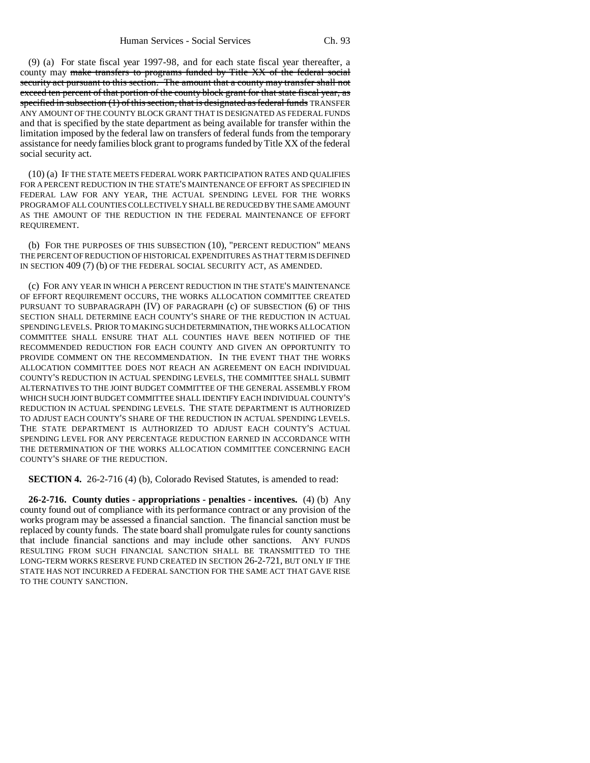(9) (a) For state fiscal year 1997-98, and for each state fiscal year thereafter, a county may ~~make transfers to programs funded by Title XX of the federal social security act pursuant to this section. The amount that a county may transfer shall not exceed ten percent of that portion of the county block grant for that state fiscal year, as specified in subsection (1) of this section, that is designated as federal funds~~ TRANSFER ANY AMOUNT OF THE COUNTY BLOCK GRANT THAT IS DESIGNATED AS FEDERAL FUNDS and that is specified by the state department as being available for transfer within the limitation imposed by the federal law on transfers of federal funds from the temporary assistance for needy families block grant to programs funded by Title XX of the federal social security act.

(10) (a) IF THE STATE MEETS FEDERAL WORK PARTICIPATION RATES AND QUALIFIES FOR A PERCENT REDUCTION IN THE STATE'S MAINTENANCE OF EFFORT AS SPECIFIED IN FEDERAL LAW FOR ANY YEAR, THE ACTUAL SPENDING LEVEL FOR THE WORKS PROGRAM OF ALL COUNTIES COLLECTIVELY SHALL BE REDUCED BY THE SAME AMOUNT AS THE AMOUNT OF THE REDUCTION IN THE FEDERAL MAINTENANCE OF EFFORT REQUIREMENT.

(b) FOR THE PURPOSES OF THIS SUBSECTION (10), "PERCENT REDUCTION" MEANS THE PERCENT OF REDUCTION OF HISTORICAL EXPENDITURES AS THAT TERM IS DEFINED IN SECTION 409 (7) (b) OF THE FEDERAL SOCIAL SECURITY ACT, AS AMENDED.

(c) FOR ANY YEAR IN WHICH A PERCENT REDUCTION IN THE STATE'S MAINTENANCE OF EFFORT REQUIREMENT OCCURS, THE WORKS ALLOCATION COMMITTEE CREATED PURSUANT TO SUBPARAGRAPH (IV) OF PARAGRAPH (c) OF SUBSECTION (6) OF THIS SECTION SHALL DETERMINE EACH COUNTY'S SHARE OF THE REDUCTION IN ACTUAL SPENDING LEVELS. PRIOR TO MAKING SUCH DETERMINATION, THE WORKS ALLOCATION COMMITTEE SHALL ENSURE THAT ALL COUNTIES HAVE BEEN NOTIFIED OF THE RECOMMENDED REDUCTION FOR EACH COUNTY AND GIVEN AN OPPORTUNITY TO PROVIDE COMMENT ON THE RECOMMENDATION. IN THE EVENT THAT THE WORKS ALLOCATION COMMITTEE DOES NOT REACH AN AGREEMENT ON EACH INDIVIDUAL COUNTY'S REDUCTION IN ACTUAL SPENDING LEVELS, THE COMMITTEE SHALL SUBMIT ALTERNATIVES TO THE JOINT BUDGET COMMITTEE OF THE GENERAL ASSEMBLY FROM WHICH SUCH JOINT BUDGET COMMITTEE SHALL IDENTIFY EACH INDIVIDUAL COUNTY'S REDUCTION IN ACTUAL SPENDING LEVELS. THE STATE DEPARTMENT IS AUTHORIZED TO ADJUST EACH COUNTY'S SHARE OF THE REDUCTION IN ACTUAL SPENDING LEVELS. THE STATE DEPARTMENT IS AUTHORIZED TO ADJUST EACH COUNTY'S ACTUAL SPENDING LEVEL FOR ANY PERCENTAGE REDUCTION EARNED IN ACCORDANCE WITH THE DETERMINATION OF THE WORKS ALLOCATION COMMITTEE CONCERNING EACH COUNTY'S SHARE OF THE REDUCTION.

**SECTION 4.** 26-2-716 (4) (b), Colorado Revised Statutes, is amended to read:

**26-2-716. County duties - appropriations - penalties - incentives.** (4) (b) Any county found out of compliance with its performance contract or any provision of the works program may be assessed a financial sanction. The financial sanction must be replaced by county funds. The state board shall promulgate rules for county sanctions that include financial sanctions and may include other sanctions. ANY FUNDS RESULTING FROM SUCH FINANCIAL SANCTION SHALL BE TRANSMITTED TO THE LONG-TERM WORKS RESERVE FUND CREATED IN SECTION 26-2-721, BUT ONLY IF THE STATE HAS NOT INCURRED A FEDERAL SANCTION FOR THE SAME ACT THAT GAVE RISE TO THE COUNTY SANCTION.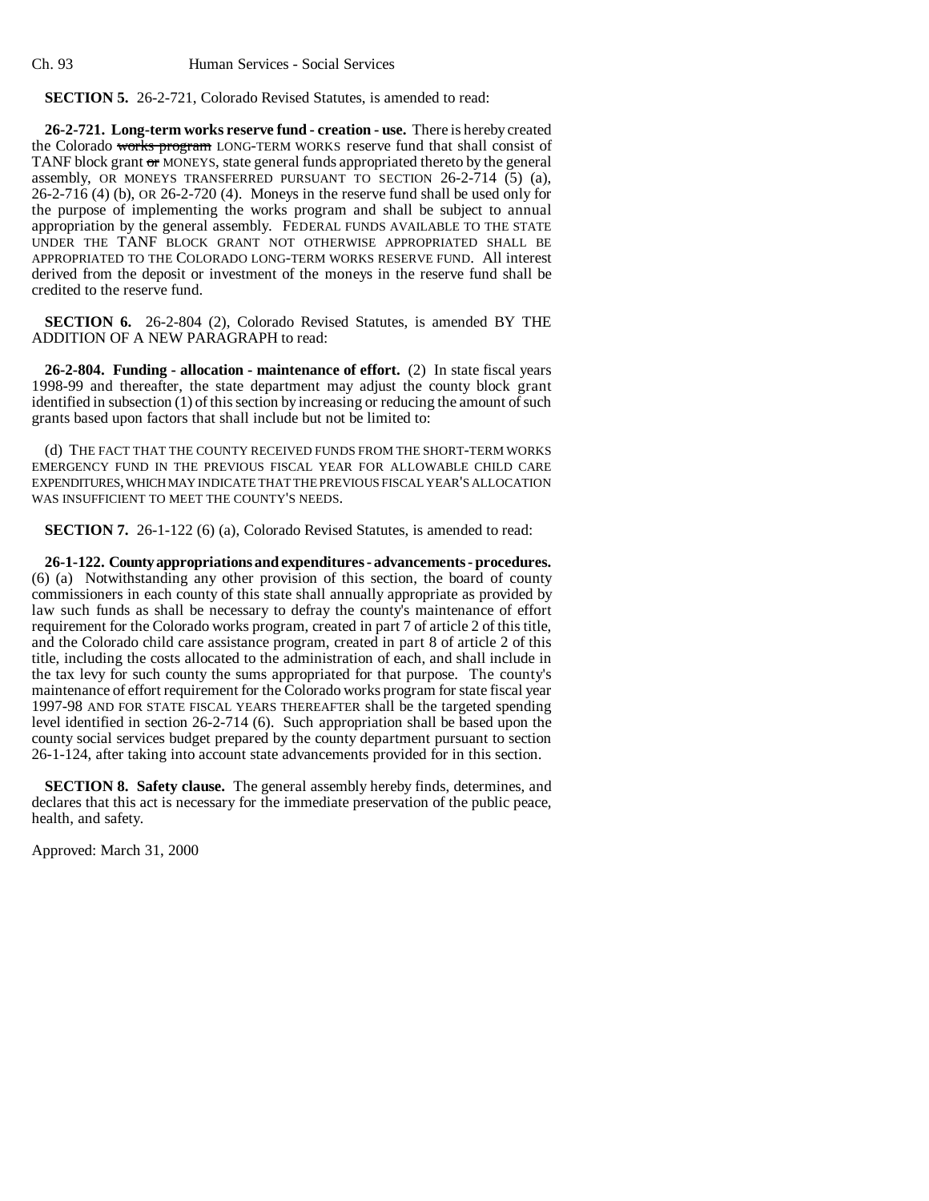**SECTION 5.** 26-2-721, Colorado Revised Statutes, is amended to read:

**26-2-721. Long-term works reserve fund - creation - use.** There is hereby created the Colorado ~~works program~~ LONG-TERM WORKS reserve fund that shall consist of TANF block grant ~~or~~ MONEYS, state general funds appropriated thereto by the general assembly, OR MONEYS TRANSFERRED PURSUANT TO SECTION 26-2-714 (5) (a), 26-2-716 (4) (b), OR 26-2-720 (4). Moneys in the reserve fund shall be used only for the purpose of implementing the works program and shall be subject to annual appropriation by the general assembly. FEDERAL FUNDS AVAILABLE TO THE STATE UNDER THE TANF BLOCK GRANT NOT OTHERWISE APPROPRIATED SHALL BE APPROPRIATED TO THE COLORADO LONG-TERM WORKS RESERVE FUND. All interest derived from the deposit or investment of the moneys in the reserve fund shall be credited to the reserve fund.

**SECTION 6.** 26-2-804 (2), Colorado Revised Statutes, is amended BY THE ADDITION OF A NEW PARAGRAPH to read:

**26-2-804. Funding - allocation - maintenance of effort.** (2) In state fiscal years 1998-99 and thereafter, the state department may adjust the county block grant identified in subsection (1) of this section by increasing or reducing the amount of such grants based upon factors that shall include but not be limited to:

(d) THE FACT THAT THE COUNTY RECEIVED FUNDS FROM THE SHORT-TERM WORKS EMERGENCY FUND IN THE PREVIOUS FISCAL YEAR FOR ALLOWABLE CHILD CARE EXPENDITURES, WHICH MAY INDICATE THAT THE PREVIOUS FISCAL YEAR'S ALLOCATION WAS INSUFFICIENT TO MEET THE COUNTY'S NEEDS.

**SECTION 7.** 26-1-122 (6) (a), Colorado Revised Statutes, is amended to read:

**26-1-122. County appropriations and expenditures - advancements - procedures.** (6) (a) Notwithstanding any other provision of this section, the board of county commissioners in each county of this state shall annually appropriate as provided by law such funds as shall be necessary to defray the county's maintenance of effort requirement for the Colorado works program, created in part 7 of article 2 of this title, and the Colorado child care assistance program, created in part 8 of article 2 of this title, including the costs allocated to the administration of each, and shall include in the tax levy for such county the sums appropriated for that purpose. The county's maintenance of effort requirement for the Colorado works program for state fiscal year 1997-98 AND FOR STATE FISCAL YEARS THEREAFTER shall be the targeted spending level identified in section 26-2-714 (6). Such appropriation shall be based upon the county social services budget prepared by the county department pursuant to section 26-1-124, after taking into account state advancements provided for in this section.

**SECTION 8. Safety clause.** The general assembly hereby finds, determines, and declares that this act is necessary for the immediate preservation of the public peace, health, and safety.

Approved: March 31, 2000